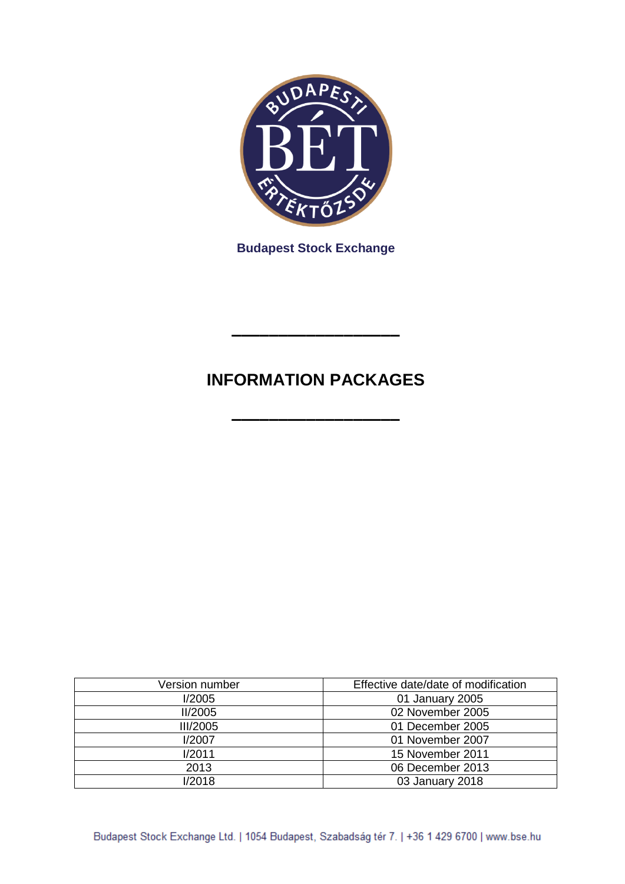**Budapest Stock Exchange**

# INFORMATION PACKAGES

| Version number | Effective date/date of modification |
|---|---|
| I/2005 | 01 January 2005 |
| II/2005 | 02 November 2005 |
| III/2005 | 01 December 2005 |
| I/2007 | 01 November 2007 |
| I/2011 | 15 November 2011 |
| 2013 | 06 December 2013 |
| I/2018 | 03 January 2018 |

Budapest Stock Exchange Ltd. | 1054 Budapest, Szabadság tér 7. | +36 1 429 6700 | www.bse.hu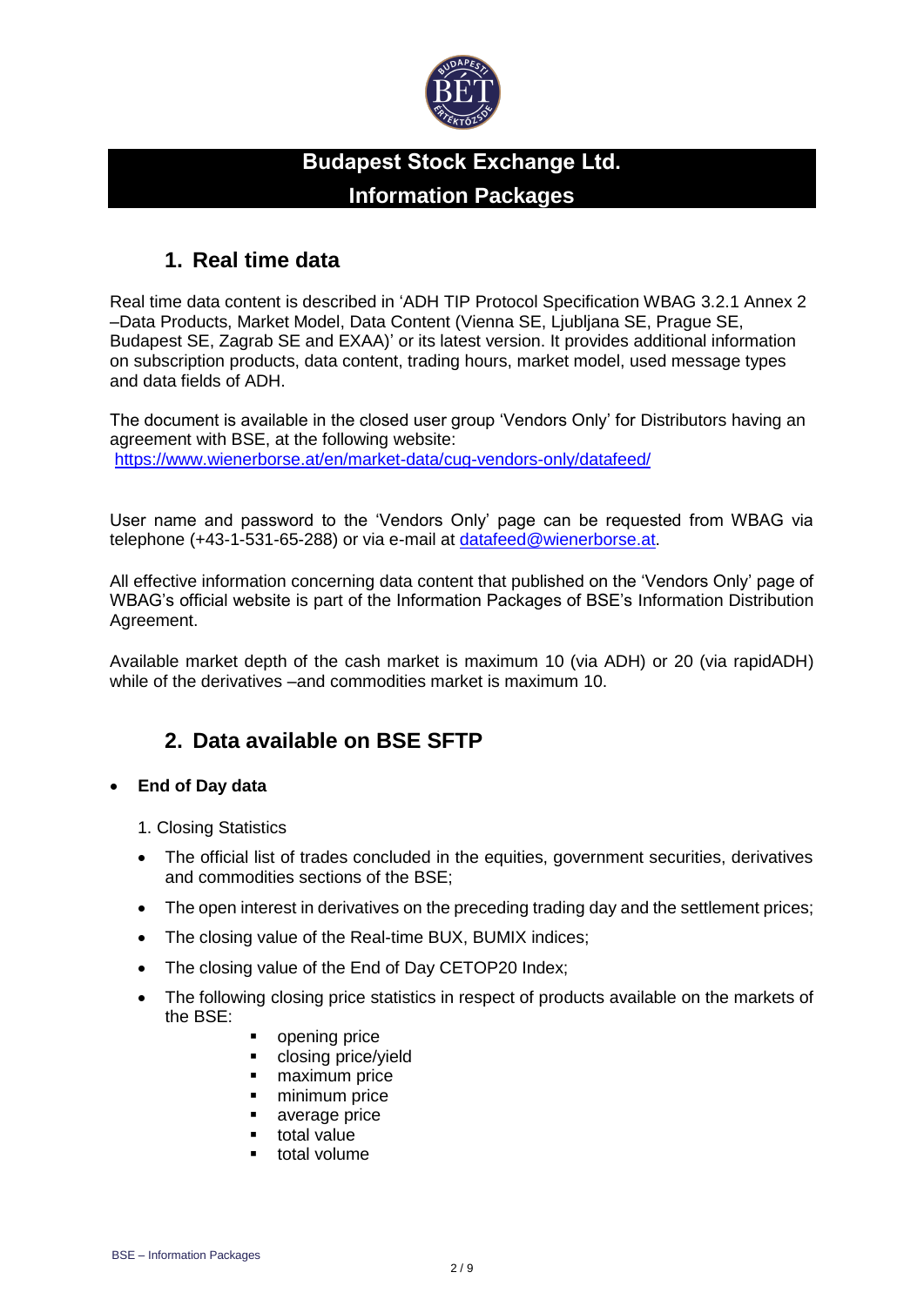# Budapest Stock Exchange Ltd.
# Information Packages

## 1. Real time data

Real time data content is described in 'ADH TIP Protocol Specification WBAG 3.2.1 Annex 2 –Data Products, Market Model, Data Content (Vienna SE, Ljubljana SE, Prague SE, Budapest SE, Zagrab SE and EXAA)' or its latest version. It provides additional information on subscription products, data content, trading hours, market model, used message types and data fields of ADH.

The document is available in the closed user group 'Vendors Only' for Distributors having an agreement with BSE, at the following website:
https://www.wienerborse.at/en/market-data/cug-vendors-only/datafeed/

User name and password to the 'Vendors Only' page can be requested from WBAG via telephone (+43-1-531-65-288) or via e-mail at datafeed@wienerborse.at.

All effective information concerning data content that published on the 'Vendors Only' page of WBAG's official website is part of the Information Packages of BSE's Information Distribution Agreement.

Available market depth of the cash market is maximum 10 (via ADH) or 20 (via rapidADH) while of the derivatives –and commodities market is maximum 10.

## 2. Data available on BSE SFTP

- **End of Day data**

  1. Closing Statistics

  - The official list of trades concluded in the equities, government securities, derivatives and commodities sections of the BSE;
  - The open interest in derivatives on the preceding trading day and the settlement prices;
  - The closing value of the Real-time BUX, BUMIX indices;
  - The closing value of the End of Day CETOP20 Index;
  - The following closing price statistics in respect of products available on the markets of the BSE:
    - opening price
    - closing price/yield
    - maximum price
    - minimum price
    - average price
    - total value
    - total volume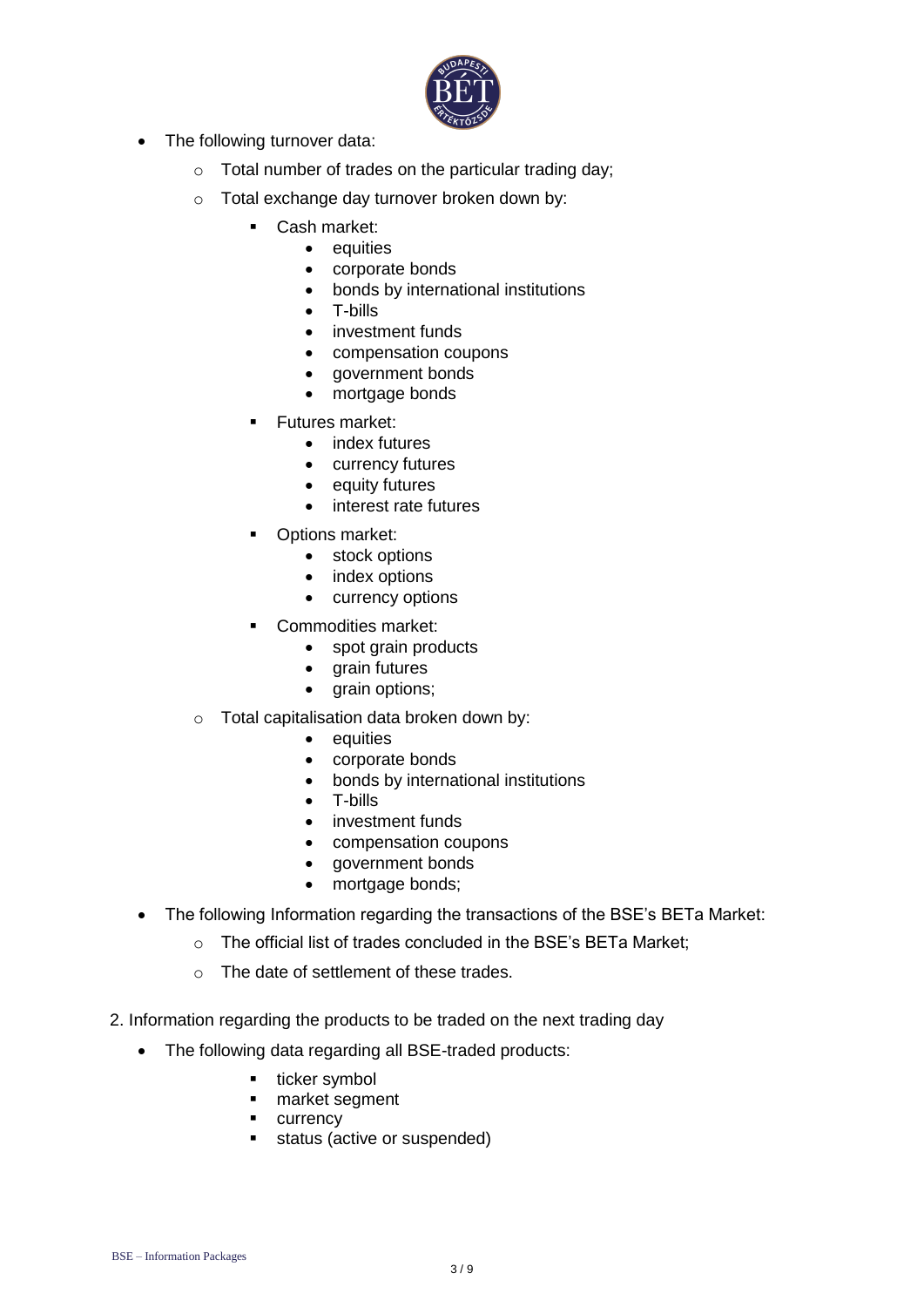- The following turnover data:
  - Total number of trades on the particular trading day;
  - Total exchange day turnover broken down by:
    - Cash market:
      - equities
      - corporate bonds
      - bonds by international institutions
      - T-bills
      - investment funds
      - compensation coupons
      - government bonds
      - mortgage bonds
    - Futures market:
      - index futures
      - currency futures
      - equity futures
      - interest rate futures
    - Options market:
      - stock options
      - index options
      - currency options
    - Commodities market:
      - spot grain products
      - grain futures
      - grain options;
  - Total capitalisation data broken down by:
      - equities
      - corporate bonds
      - bonds by international institutions
      - T-bills
      - investment funds
      - compensation coupons
      - government bonds
      - mortgage bonds;
- The following Information regarding the transactions of the BSE's BETa Market:
  - The official list of trades concluded in the BSE's BETa Market;
  - The date of settlement of these trades.

2. Information regarding the products to be traded on the next trading day

- The following data regarding all BSE-traded products:
    - ticker symbol
    - market segment
    - currency
    - status (active or suspended)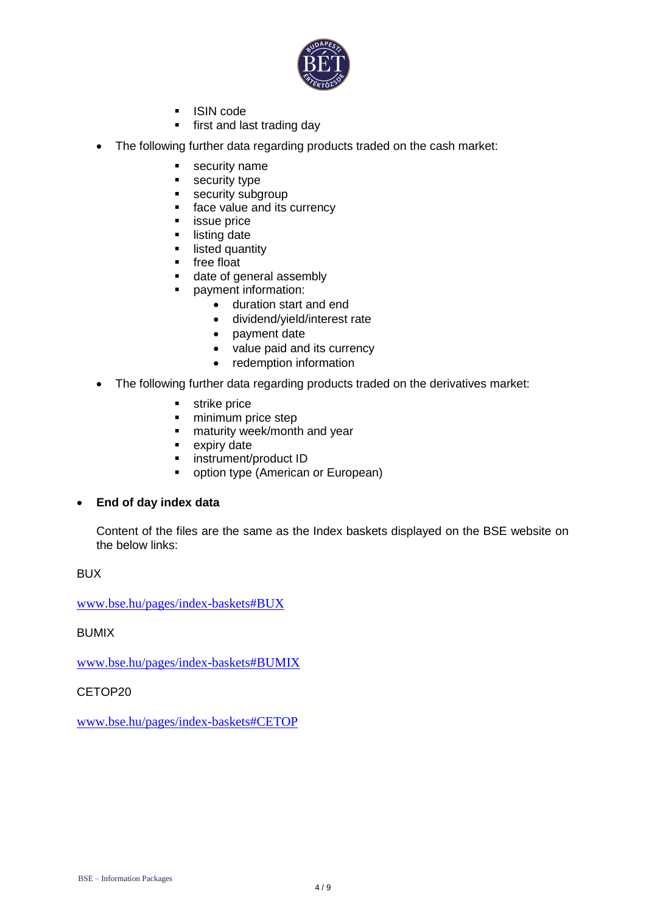- ISIN code
- first and last trading day

- The following further data regarding products traded on the cash market:
  - security name
  - security type
  - security subgroup
  - face value and its currency
  - issue price
  - listing date
  - listed quantity
  - free float
  - date of general assembly
  - payment information:
    - duration start and end
    - dividend/yield/interest rate
    - payment date
    - value paid and its currency
    - redemption information

- The following further data regarding products traded on the derivatives market:
  - strike price
  - minimum price step
  - maturity week/month and year
  - expiry date
  - instrument/product ID
  - option type (American or European)

- **End of day index data**

  Content of the files are the same as the Index baskets displayed on the BSE website on the below links:

BUX

[www.bse.hu/pages/index-baskets#BUX](www.bse.hu/pages/index-baskets#BUX)

BUMIX

[www.bse.hu/pages/index-baskets#BUMIX](www.bse.hu/pages/index-baskets#BUMIX)

CETOP20

[www.bse.hu/pages/index-baskets#CETOP](www.bse.hu/pages/index-baskets#CETOP)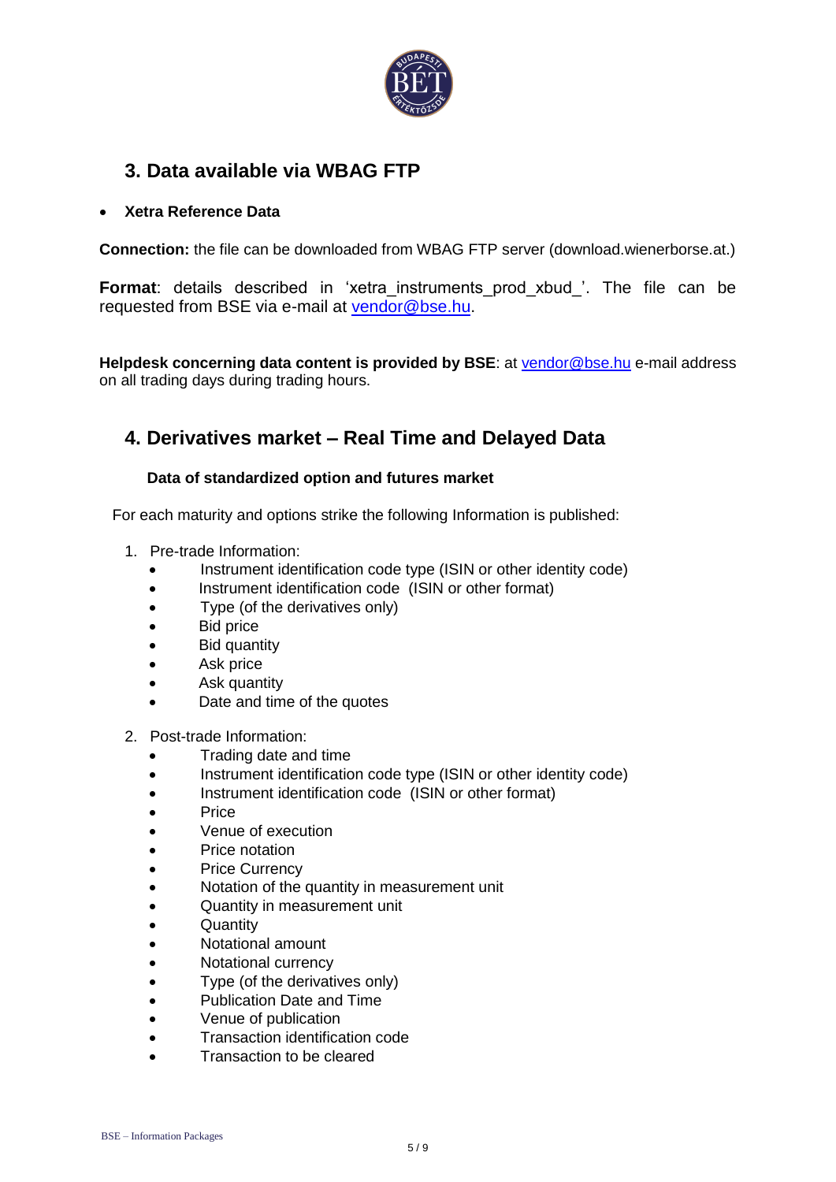## 3. Data available via WBAG FTP

- **Xetra Reference Data**

**Connection:** the file can be downloaded from WBAG FTP server (download.wienerborse.at.)

**Format**: details described in 'xetra_instruments_prod_xbud_'. The file can be requested from BSE via e-mail at vendor@bse.hu.

**Helpdesk concerning data content is provided by BSE**: at vendor@bse.hu e-mail address on all trading days during trading hours.

## 4. Derivatives market – Real Time and Delayed Data

**Data of standardized option and futures market**

For each maturity and options strike the following Information is published:

1. Pre-trade Information:
   - Instrument identification code type (ISIN or other identity code)
   - Instrument identification code (ISIN or other format)
   - Type (of the derivatives only)
   - Bid price
   - Bid quantity
   - Ask price
   - Ask quantity
   - Date and time of the quotes

2. Post-trade Information:
   - Trading date and time
   - Instrument identification code type (ISIN or other identity code)
   - Instrument identification code (ISIN or other format)
   - Price
   - Venue of execution
   - Price notation
   - Price Currency
   - Notation of the quantity in measurement unit
   - Quantity in measurement unit
   - Quantity
   - Notational amount
   - Notational currency
   - Type (of the derivatives only)
   - Publication Date and Time
   - Venue of publication
   - Transaction identification code
   - Transaction to be cleared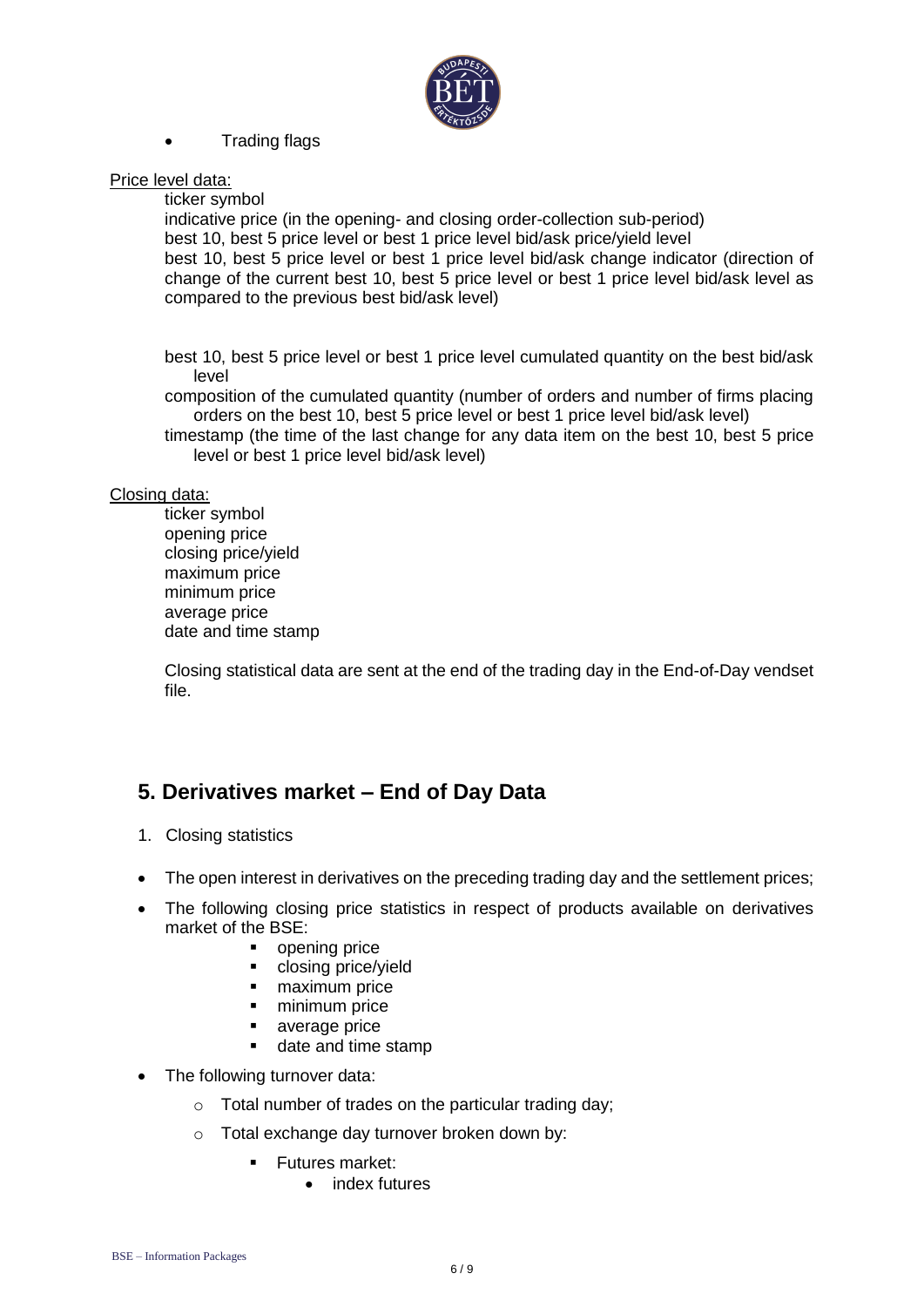- Trading flags

Price level data:

ticker symbol
indicative price (in the opening- and closing order-collection sub-period)
best 10, best 5 price level or best 1 price level bid/ask price/yield level
best 10, best 5 price level or best 1 price level bid/ask change indicator (direction of change of the current best 10, best 5 price level or best 1 price level bid/ask level as compared to the previous best bid/ask level)

best 10, best 5 price level or best 1 price level cumulated quantity on the best bid/ask level
composition of the cumulated quantity (number of orders and number of firms placing orders on the best 10, best 5 price level or best 1 price level bid/ask level)
timestamp (the time of the last change for any data item on the best 10, best 5 price level or best 1 price level bid/ask level)

Closing data:

ticker symbol
opening price
closing price/yield
maximum price
minimum price
average price
date and time stamp

Closing statistical data are sent at the end of the trading day in the End-of-Day vendset file.

## 5. Derivatives market – End of Day Data

1. Closing statistics

- The open interest in derivatives on the preceding trading day and the settlement prices;
- The following closing price statistics in respect of products available on derivatives market of the BSE:
  - opening price
  - closing price/yield
  - maximum price
  - minimum price
  - average price
  - date and time stamp
- The following turnover data:
  - Total number of trades on the particular trading day;
  - Total exchange day turnover broken down by:
    - Futures market:
      - index futures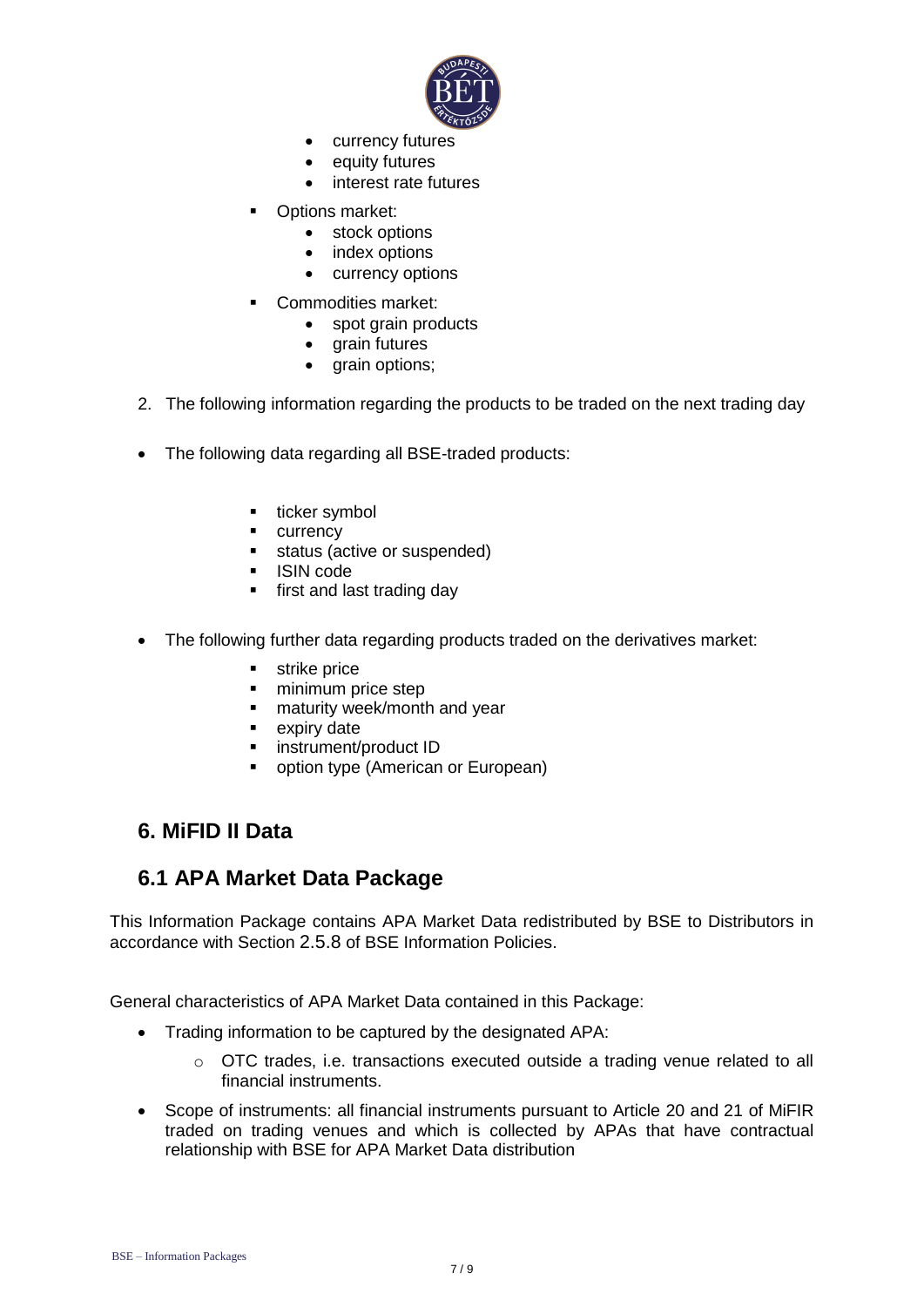- currency futures
- equity futures
- interest rate futures

- Options market:
  - stock options
  - index options
  - currency options

- Commodities market:
  - spot grain products
  - grain futures
  - grain options;

2. The following information regarding the products to be traded on the next trading day

- The following data regarding all BSE-traded products:

  - ticker symbol
  - currency
  - status (active or suspended)
  - ISIN code
  - first and last trading day

- The following further data regarding products traded on the derivatives market:

  - strike price
  - minimum price step
  - maturity week/month and year
  - expiry date
  - instrument/product ID
  - option type (American or European)

## 6. MiFID II Data

## 6.1 APA Market Data Package

This Information Package contains APA Market Data redistributed by BSE to Distributors in accordance with Section 2.5.8 of BSE Information Policies.

General characteristics of APA Market Data contained in this Package:

- Trading information to be captured by the designated APA:
  - OTC trades, i.e. transactions executed outside a trading venue related to all financial instruments.
- Scope of instruments: all financial instruments pursuant to Article 20 and 21 of MiFIR traded on trading venues and which is collected by APAs that have contractual relationship with BSE for APA Market Data distribution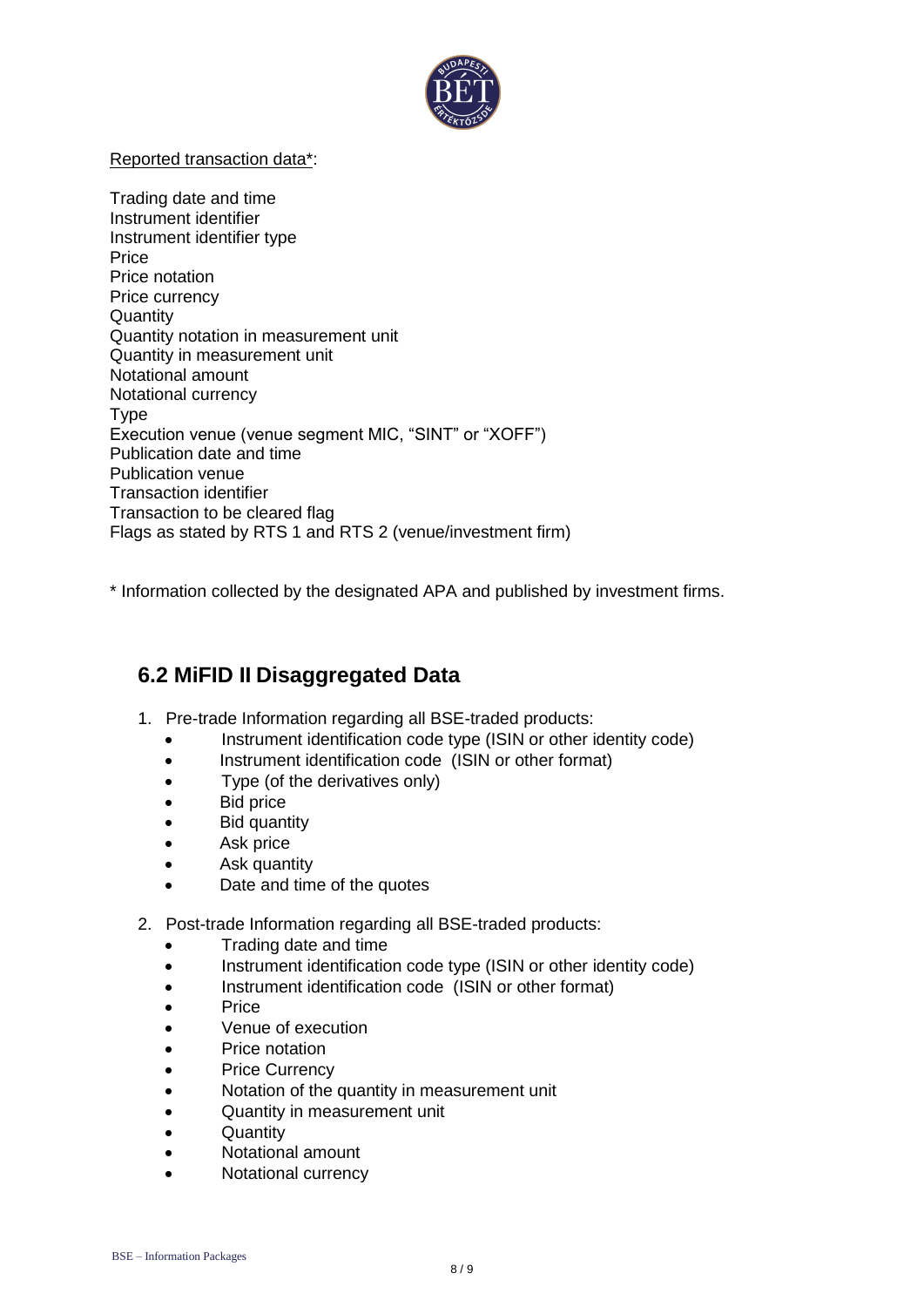Reported transaction data*:

Trading date and time
Instrument identifier
Instrument identifier type
Price
Price notation
Price currency
Quantity
Quantity notation in measurement unit
Quantity in measurement unit
Notational amount
Notational currency
Type
Execution venue (venue segment MIC, "SINT" or "XOFF")
Publication date and time
Publication venue
Transaction identifier
Transaction to be cleared flag
Flags as stated by RTS 1 and RTS 2 (venue/investment firm)

* Information collected by the designated APA and published by investment firms.

## 6.2 MiFID II Disaggregated Data

1. Pre-trade Information regarding all BSE-traded products:
   - Instrument identification code type (ISIN or other identity code)
   - Instrument identification code (ISIN or other format)
   - Type (of the derivatives only)
   - Bid price
   - Bid quantity
   - Ask price
   - Ask quantity
   - Date and time of the quotes
2. Post-trade Information regarding all BSE-traded products:
   - Trading date and time
   - Instrument identification code type (ISIN or other identity code)
   - Instrument identification code (ISIN or other format)
   - Price
   - Venue of execution
   - Price notation
   - Price Currency
   - Notation of the quantity in measurement unit
   - Quantity in measurement unit
   - Quantity
   - Notational amount
   - Notational currency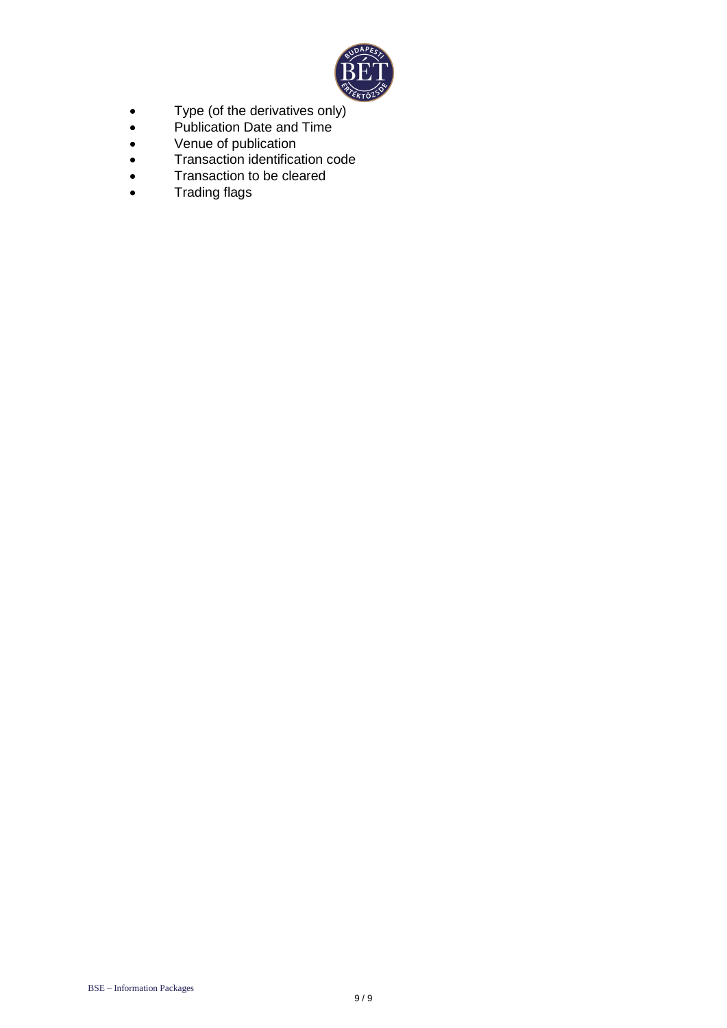- Type (of the derivatives only)
- Publication Date and Time
- Venue of publication
- Transaction identification code
- Transaction to be cleared
- Trading flags